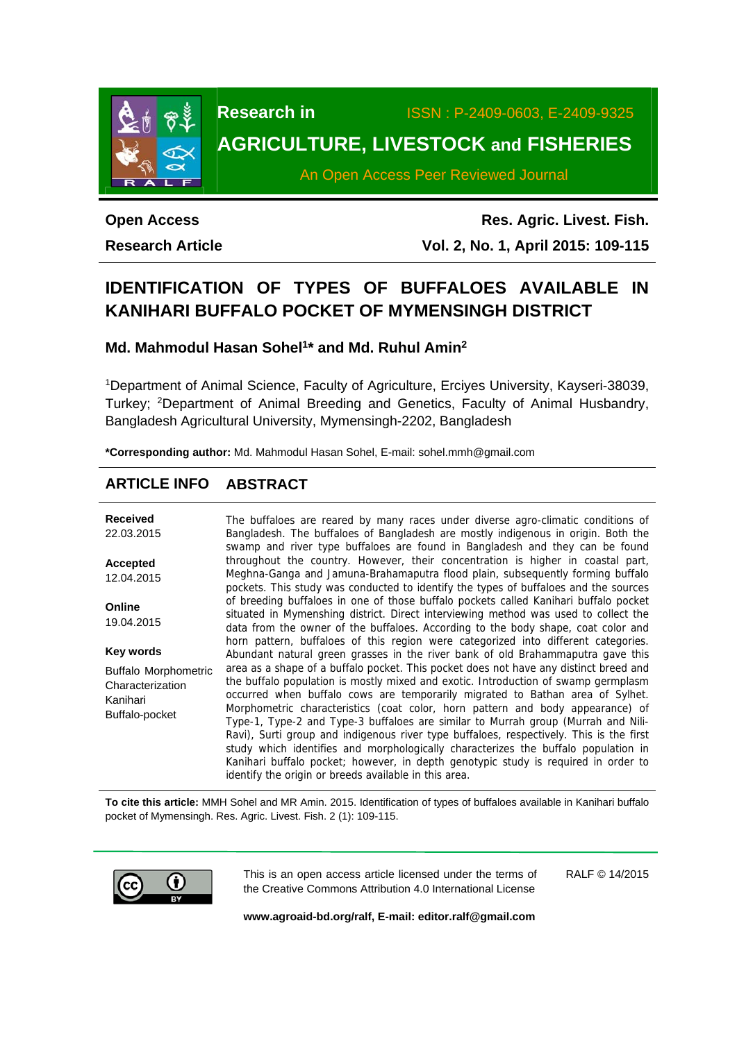**Research in AGRICULTURE, LIVESTOCK and FISHERIES**

ISSN : P-2409-0603, E-2409-9325

An Open Access Peer Reviewed Journal

**Open Access**
**Research Article**

**Res. Agric. Livest. Fish.**
**Vol. 2, No. 1, April 2015: 109-115**

# IDENTIFICATION OF TYPES OF BUFFALOES AVAILABLE IN KANIHARI BUFFALO POCKET OF MYMENSINGH DISTRICT

**Md. Mahmodul Hasan Sohel[1]* and Md. Ruhul Amin[2]**

[1]Department of Animal Science, Faculty of Agriculture, Erciyes University, Kayseri-38039, Turkey; [2]Department of Animal Breeding and Genetics, Faculty of Animal Husbandry, Bangladesh Agricultural University, Mymensingh-2202, Bangladesh

***Corresponding author:** Md. Mahmodul Hasan Sohel, E-mail: sohel.mmh@gmail.com

## ARTICLE INFO

**Received**
22.03.2015

**Accepted**
12.04.2015

**Online**
19.04.2015

**Key words**
Buffalo Morphometric
Characterization
Kanihari
Buffalo-pocket

## ABSTRACT

The buffaloes are reared by many races under diverse agro-climatic conditions of Bangladesh. The buffaloes of Bangladesh are mostly indigenous in origin. Both the swamp and river type buffaloes are found in Bangladesh and they can be found throughout the country. However, their concentration is higher in coastal part, Meghna-Ganga and Jamuna-Brahamaputra flood plain, subsequently forming buffalo pockets. This study was conducted to identify the types of buffaloes and the sources of breeding buffaloes in one of those buffalo pockets called Kanihari buffalo pocket situated in Mymenshing district. Direct interviewing method was used to collect the data from the owner of the buffaloes. According to the body shape, coat color and horn pattern, buffaloes of this region were categorized into different categories. Abundant natural green grasses in the river bank of old Brahammaputra gave this area as a shape of a buffalo pocket. This pocket does not have any distinct breed and the buffalo population is mostly mixed and exotic. Introduction of swamp germplasm occurred when buffalo cows are temporarily migrated to Bathan area of Sylhet. Morphometric characteristics (coat color, horn pattern and body appearance) of Type-1, Type-2 and Type-3 buffaloes are similar to Murrah group (Murrah and Nili-Ravi), Surti group and indigenous river type buffaloes, respectively. This is the first study which identifies and morphologically characterizes the buffalo population in Kanihari buffalo pocket; however, in depth genotypic study is required in order to identify the origin or breeds available in this area.

**To cite this article:** MMH Sohel and MR Amin. 2015. Identification of types of buffaloes available in Kanihari buffalo pocket of Mymensingh. Res. Agric. Livest. Fish. 2 (1): 109-115.

This is an open access article licensed under the terms of the Creative Commons Attribution 4.0 International License

RALF © 14/2015

**www.agroaid-bd.org/ralf, E-mail: editor.ralf@gmail.com**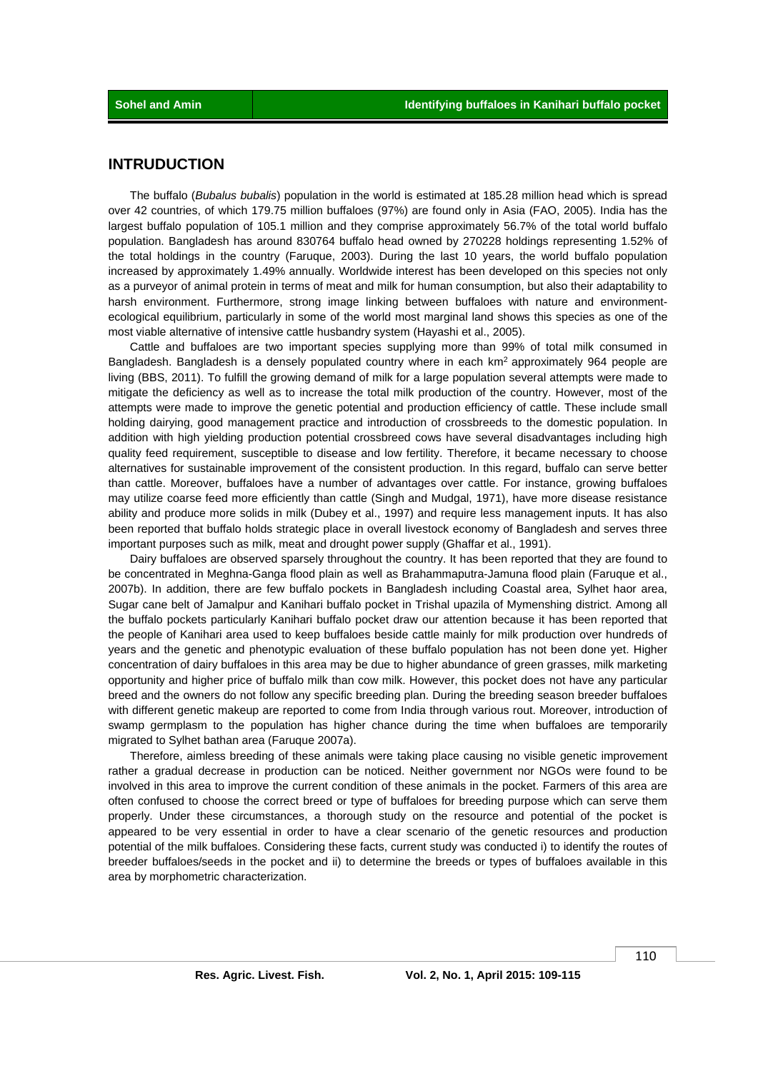## INTRUDUCTION

The buffalo (*Bubalus bubalis*) population in the world is estimated at 185.28 million head which is spread over 42 countries, of which 179.75 million buffaloes (97%) are found only in Asia (FAO, 2005). India has the largest buffalo population of 105.1 million and they comprise approximately 56.7% of the total world buffalo population. Bangladesh has around 830764 buffalo head owned by 270228 holdings representing 1.52% of the total holdings in the country (Faruque, 2003). During the last 10 years, the world buffalo population increased by approximately 1.49% annually. Worldwide interest has been developed on this species not only as a purveyor of animal protein in terms of meat and milk for human consumption, but also their adaptability to harsh environment. Furthermore, strong image linking between buffaloes with nature and environment-ecological equilibrium, particularly in some of the world most marginal land shows this species as one of the most viable alternative of intensive cattle husbandry system (Hayashi et al., 2005).

Cattle and buffaloes are two important species supplying more than 99% of total milk consumed in Bangladesh. Bangladesh is a densely populated country where in each km$^2$ approximately 964 people are living (BBS, 2011). To fulfill the growing demand of milk for a large population several attempts were made to mitigate the deficiency as well as to increase the total milk production of the country. However, most of the attempts were made to improve the genetic potential and production efficiency of cattle. These include small holding dairying, good management practice and introduction of crossbreeds to the domestic population. In addition with high yielding production potential crossbreed cows have several disadvantages including high quality feed requirement, susceptible to disease and low fertility. Therefore, it became necessary to choose alternatives for sustainable improvement of the consistent production. In this regard, buffalo can serve better than cattle. Moreover, buffaloes have a number of advantages over cattle. For instance, growing buffaloes may utilize coarse feed more efficiently than cattle (Singh and Mudgal, 1971), have more disease resistance ability and produce more solids in milk (Dubey et al., 1997) and require less management inputs. It has also been reported that buffalo holds strategic place in overall livestock economy of Bangladesh and serves three important purposes such as milk, meat and drought power supply (Ghaffar et al., 1991).

Dairy buffaloes are observed sparsely throughout the country. It has been reported that they are found to be concentrated in Meghna-Ganga flood plain as well as Brahammaputra-Jamuna flood plain (Faruque et al., 2007b). In addition, there are few buffalo pockets in Bangladesh including Coastal area, Sylhet haor area, Sugar cane belt of Jamalpur and Kanihari buffalo pocket in Trishal upazila of Mymenshing district. Among all the buffalo pockets particularly Kanihari buffalo pocket draw our attention because it has been reported that the people of Kanihari area used to keep buffaloes beside cattle mainly for milk production over hundreds of years and the genetic and phenotypic evaluation of these buffalo population has not been done yet. Higher concentration of dairy buffaloes in this area may be due to higher abundance of green grasses, milk marketing opportunity and higher price of buffalo milk than cow milk. However, this pocket does not have any particular breed and the owners do not follow any specific breeding plan. During the breeding season breeder buffaloes with different genetic makeup are reported to come from India through various rout. Moreover, introduction of swamp germplasm to the population has higher chance during the time when buffaloes are temporarily migrated to Sylhet bathan area (Faruque 2007a).

Therefore, aimless breeding of these animals were taking place causing no visible genetic improvement rather a gradual decrease in production can be noticed. Neither government nor NGOs were found to be involved in this area to improve the current condition of these animals in the pocket. Farmers of this area are often confused to choose the correct breed or type of buffaloes for breeding purpose which can serve them properly. Under these circumstances, a thorough study on the resource and potential of the pocket is appeared to be very essential in order to have a clear scenario of the genetic resources and production potential of the milk buffaloes. Considering these facts, current study was conducted i) to identify the routes of breeder buffaloes/seeds in the pocket and ii) to determine the breeds or types of buffaloes available in this area by morphometric characterization.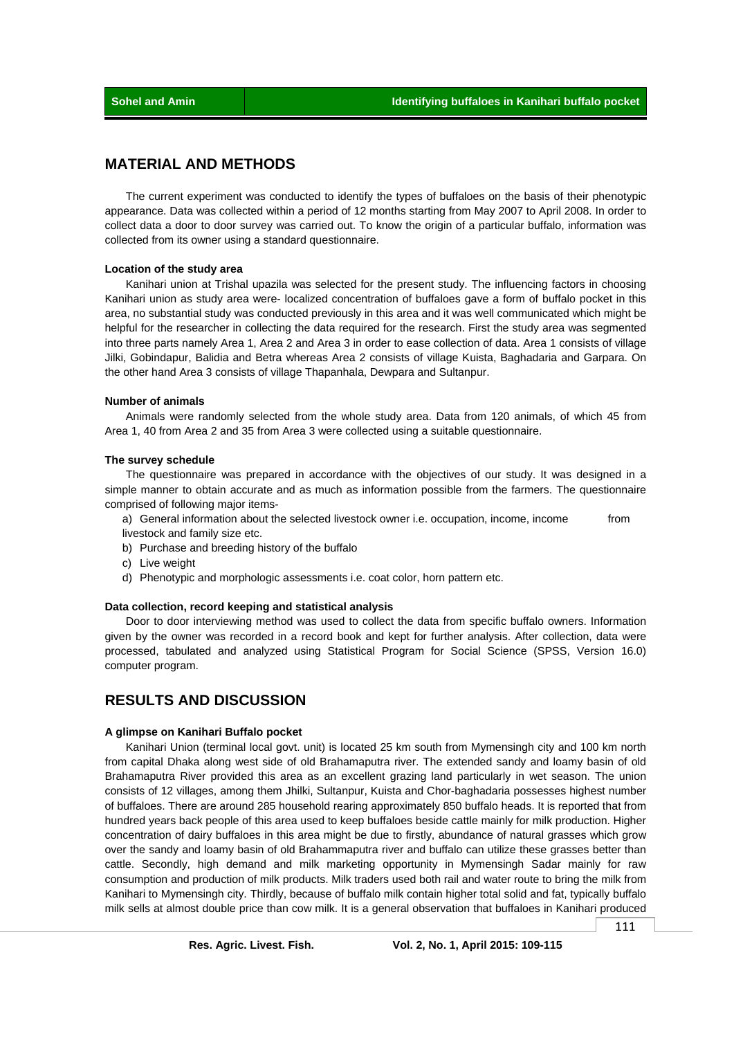## MATERIAL AND METHODS

The current experiment was conducted to identify the types of buffaloes on the basis of their phenotypic appearance. Data was collected within a period of 12 months starting from May 2007 to April 2008. In order to collect data a door to door survey was carried out. To know the origin of a particular buffalo, information was collected from its owner using a standard questionnaire.

### Location of the study area

Kanihari union at Trishal upazila was selected for the present study. The influencing factors in choosing Kanihari union as study area were- localized concentration of buffaloes gave a form of buffalo pocket in this area, no substantial study was conducted previously in this area and it was well communicated which might be helpful for the researcher in collecting the data required for the research. First the study area was segmented into three parts namely Area 1, Area 2 and Area 3 in order to ease collection of data. Area 1 consists of village Jilki, Gobindapur, Balidia and Betra whereas Area 2 consists of village Kuista, Baghadaria and Garpara. On the other hand Area 3 consists of village Thapanhala, Dewpara and Sultanpur.

### Number of animals

Animals were randomly selected from the whole study area. Data from 120 animals, of which 45 from Area 1, 40 from Area 2 and 35 from Area 3 were collected using a suitable questionnaire.

### The survey schedule

The questionnaire was prepared in accordance with the objectives of our study. It was designed in a simple manner to obtain accurate and as much as information possible from the farmers. The questionnaire comprised of following major items-

a) General information about the selected livestock owner i.e. occupation, income, income from livestock and family size etc.
b) Purchase and breeding history of the buffalo
c) Live weight
d) Phenotypic and morphologic assessments i.e. coat color, horn pattern etc.

### Data collection, record keeping and statistical analysis

Door to door interviewing method was used to collect the data from specific buffalo owners. Information given by the owner was recorded in a record book and kept for further analysis. After collection, data were processed, tabulated and analyzed using Statistical Program for Social Science (SPSS, Version 16.0) computer program.

## RESULTS AND DISCUSSION

### A glimpse on Kanihari Buffalo pocket

Kanihari Union (terminal local govt. unit) is located 25 km south from Mymensingh city and 100 km north from capital Dhaka along west side of old Brahamaputra river. The extended sandy and loamy basin of old Brahamaputra River provided this area as an excellent grazing land particularly in wet season. The union consists of 12 villages, among them Jhilki, Sultanpur, Kuista and Chor-baghadaria possesses highest number of buffaloes. There are around 285 household rearing approximately 850 buffalo heads. It is reported that from hundred years back people of this area used to keep buffaloes beside cattle mainly for milk production. Higher concentration of dairy buffaloes in this area might be due to firstly, abundance of natural grasses which grow over the sandy and loamy basin of old Brahammaputra river and buffalo can utilize these grasses better than cattle. Secondly, high demand and milk marketing opportunity in Mymensingh Sadar mainly for raw consumption and production of milk products. Milk traders used both rail and water route to bring the milk from Kanihari to Mymensingh city. Thirdly, because of buffalo milk contain higher total solid and fat, typically buffalo milk sells at almost double price than cow milk. It is a general observation that buffaloes in Kanihari produced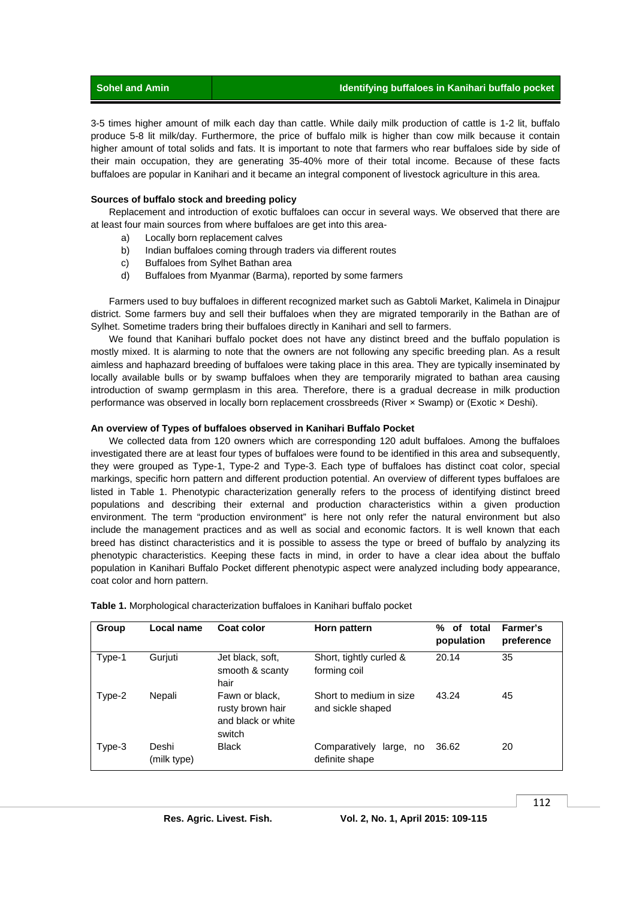3-5 times higher amount of milk each day than cattle. While daily milk production of cattle is 1-2 lit, buffalo produce 5-8 lit milk/day. Furthermore, the price of buffalo milk is higher than cow milk because it contain higher amount of total solids and fats. It is important to note that farmers who rear buffaloes side by side of their main occupation, they are generating 35-40% more of their total income. Because of these facts buffaloes are popular in Kanihari and it became an integral component of livestock agriculture in this area.

**Sources of buffalo stock and breeding policy**

Replacement and introduction of exotic buffaloes can occur in several ways. We observed that there are at least four main sources from where buffaloes are get into this area-

a) Locally born replacement calves
b) Indian buffaloes coming through traders via different routes
c) Buffaloes from Sylhet Bathan area
d) Buffaloes from Myanmar (Barma), reported by some farmers

Farmers used to buy buffaloes in different recognized market such as Gabtoli Market, Kalimela in Dinajpur district. Some farmers buy and sell their buffaloes when they are migrated temporarily in the Bathan are of Sylhet. Sometime traders bring their buffaloes directly in Kanihari and sell to farmers.

We found that Kanihari buffalo pocket does not have any distinct breed and the buffalo population is mostly mixed. It is alarming to note that the owners are not following any specific breeding plan. As a result aimless and haphazard breeding of buffaloes were taking place in this area. They are typically inseminated by locally available bulls or by swamp buffaloes when they are temporarily migrated to bathan area causing introduction of swamp germplasm in this area. Therefore, there is a gradual decrease in milk production performance was observed in locally born replacement crossbreeds (River × Swamp) or (Exotic × Deshi).

**An overview of Types of buffaloes observed in Kanihari Buffalo Pocket**

We collected data from 120 owners which are corresponding 120 adult buffaloes. Among the buffaloes investigated there are at least four types of buffaloes were found to be identified in this area and subsequently, they were grouped as Type-1, Type-2 and Type-3. Each type of buffaloes has distinct coat color, special markings, specific horn pattern and different production potential. An overview of different types buffaloes are listed in Table 1. Phenotypic characterization generally refers to the process of identifying distinct breed populations and describing their external and production characteristics within a given production environment. The term "production environment" is here not only refer the natural environment but also include the management practices and as well as social and economic factors. It is well known that each breed has distinct characteristics and it is possible to assess the type or breed of buffalo by analyzing its phenotypic characteristics. Keeping these facts in mind, in order to have a clear idea about the buffalo population in Kanihari Buffalo Pocket different phenotypic aspect were analyzed including body appearance, coat color and horn pattern.

**Table 1.** Morphological characterization buffaloes in Kanihari buffalo pocket

| Group | Local name | Coat color | Horn pattern | % of total population | Farmer's preference |
|---|---|---|---|---|---|
| Type-1 | Gurjuti | Jet black, soft, smooth & scanty hair | Short, tightly curled & forming coil | 20.14 | 35 |
| Type-2 | Nepali | Fawn or black, rusty brown hair and black or white switch | Short to medium in size and sickle shaped | 43.24 | 45 |
| Type-3 | Deshi (milk type) | Black | Comparatively large, no definite shape | 36.62 | 20 |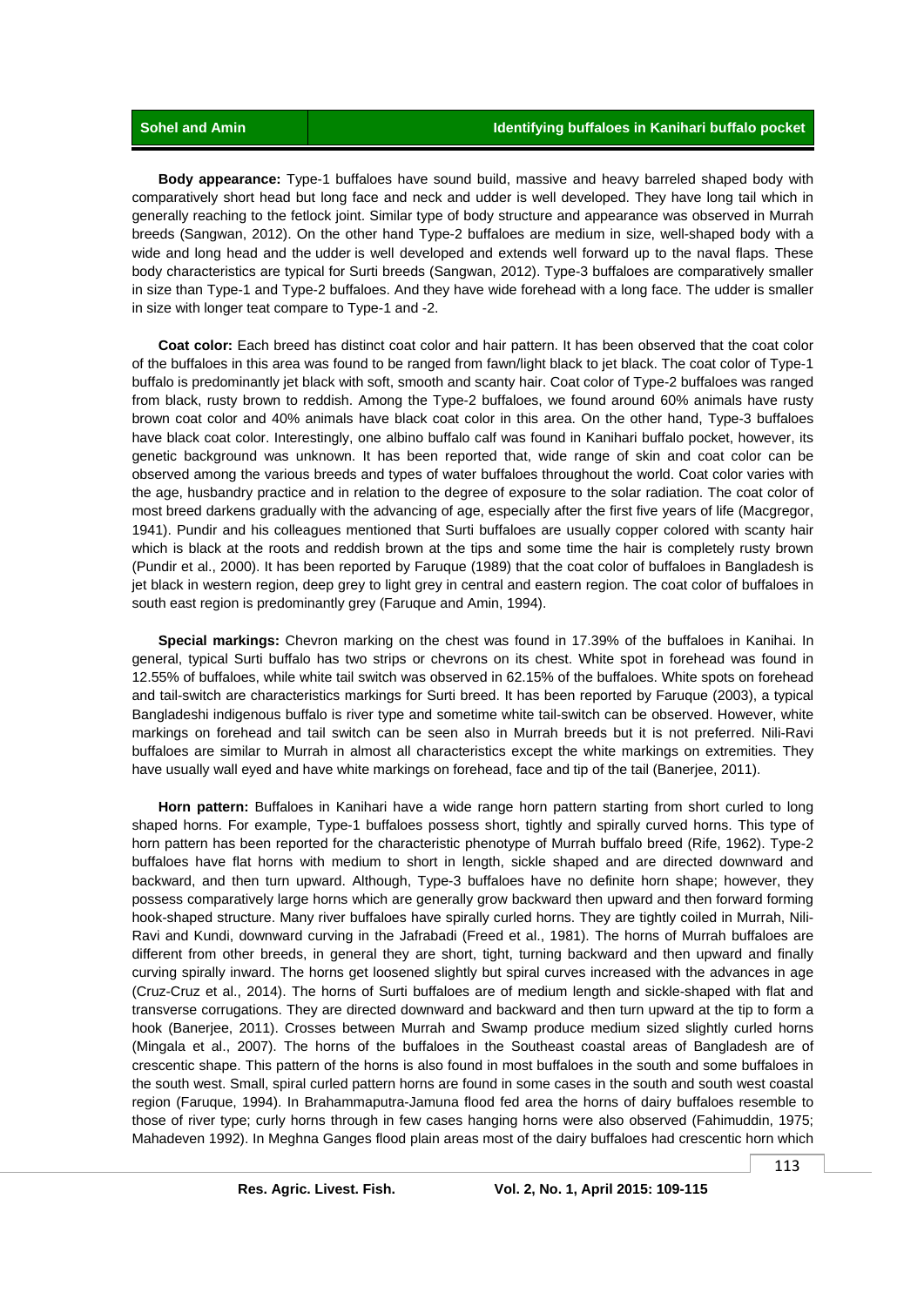**Body appearance:** Type-1 buffaloes have sound build, massive and heavy barreled shaped body with comparatively short head but long face and neck and udder is well developed. They have long tail which in generally reaching to the fetlock joint. Similar type of body structure and appearance was observed in Murrah breeds (Sangwan, 2012). On the other hand Type-2 buffaloes are medium in size, well-shaped body with a wide and long head and the udder is well developed and extends well forward up to the naval flaps. These body characteristics are typical for Surti breeds (Sangwan, 2012). Type-3 buffaloes are comparatively smaller in size than Type-1 and Type-2 buffaloes. And they have wide forehead with a long face. The udder is smaller in size with longer teat compare to Type-1 and -2.

**Coat color:** Each breed has distinct coat color and hair pattern. It has been observed that the coat color of the buffaloes in this area was found to be ranged from fawn/light black to jet black. The coat color of Type-1 buffalo is predominantly jet black with soft, smooth and scanty hair. Coat color of Type-2 buffaloes was ranged from black, rusty brown to reddish. Among the Type-2 buffaloes, we found around 60% animals have rusty brown coat color and 40% animals have black coat color in this area. On the other hand, Type-3 buffaloes have black coat color. Interestingly, one albino buffalo calf was found in Kanihari buffalo pocket, however, its genetic background was unknown. It has been reported that, wide range of skin and coat color can be observed among the various breeds and types of water buffaloes throughout the world. Coat color varies with the age, husbandry practice and in relation to the degree of exposure to the solar radiation. The coat color of most breed darkens gradually with the advancing of age, especially after the first five years of life (Macgregor, 1941). Pundir and his colleagues mentioned that Surti buffaloes are usually copper colored with scanty hair which is black at the roots and reddish brown at the tips and some time the hair is completely rusty brown (Pundir et al., 2000). It has been reported by Faruque (1989) that the coat color of buffaloes in Bangladesh is jet black in western region, deep grey to light grey in central and eastern region. The coat color of buffaloes in south east region is predominantly grey (Faruque and Amin, 1994).

**Special markings:** Chevron marking on the chest was found in 17.39% of the buffaloes in Kanihai. In general, typical Surti buffalo has two strips or chevrons on its chest. White spot in forehead was found in 12.55% of buffaloes, while white tail switch was observed in 62.15% of the buffaloes. White spots on forehead and tail-switch are characteristics markings for Surti breed. It has been reported by Faruque (2003), a typical Bangladeshi indigenous buffalo is river type and sometime white tail-switch can be observed. However, white markings on forehead and tail switch can be seen also in Murrah breeds but it is not preferred. Nili-Ravi buffaloes are similar to Murrah in almost all characteristics except the white markings on extremities. They have usually wall eyed and have white markings on forehead, face and tip of the tail (Banerjee, 2011).

**Horn pattern:** Buffaloes in Kanihari have a wide range horn pattern starting from short curled to long shaped horns. For example, Type-1 buffaloes possess short, tightly and spirally curved horns. This type of horn pattern has been reported for the characteristic phenotype of Murrah buffalo breed (Rife, 1962). Type-2 buffaloes have flat horns with medium to short in length, sickle shaped and are directed downward and backward, and then turn upward. Although, Type-3 buffaloes have no definite horn shape; however, they possess comparatively large horns which are generally grow backward then upward and then forward forming hook-shaped structure. Many river buffaloes have spirally curled horns. They are tightly coiled in Murrah, Nili-Ravi and Kundi, downward curving in the Jafrabadi (Freed et al., 1981). The horns of Murrah buffaloes are different from other breeds, in general they are short, tight, turning backward and then upward and finally curving spirally inward. The horns get loosened slightly but spiral curves increased with the advances in age (Cruz-Cruz et al., 2014). The horns of Surti buffaloes are of medium length and sickle-shaped with flat and transverse corrugations. They are directed downward and backward and then turn upward at the tip to form a hook (Banerjee, 2011). Crosses between Murrah and Swamp produce medium sized slightly curled horns (Mingala et al., 2007). The horns of the buffaloes in the Southeast coastal areas of Bangladesh are of crescentic shape. This pattern of the horns is also found in most buffaloes in the south and some buffaloes in the south west. Small, spiral curled pattern horns are found in some cases in the south and south west coastal region (Faruque, 1994). In Brahammaputra-Jamuna flood fed area the horns of dairy buffaloes resemble to those of river type; curly horns through in few cases hanging horns were also observed (Fahimuddin, 1975; Mahadeven 1992). In Meghna Ganges flood plain areas most of the dairy buffaloes had crescentic horn which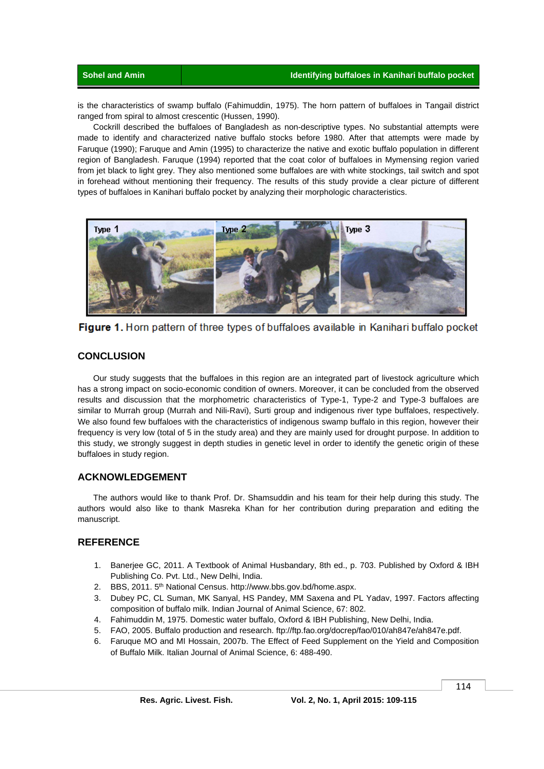is the characteristics of swamp buffalo (Fahimuddin, 1975). The horn pattern of buffaloes in Tangail district ranged from spiral to almost crescentic (Hussen, 1990).

Cockrill described the buffaloes of Bangladesh as non-descriptive types. No substantial attempts were made to identify and characterized native buffalo stocks before 1980. After that attempts were made by Faruque (1990); Faruque and Amin (1995) to characterize the native and exotic buffalo population in different region of Bangladesh. Faruque (1994) reported that the coat color of buffaloes in Mymensing region varied from jet black to light grey. They also mentioned some buffaloes are with white stockings, tail switch and spot in forehead without mentioning their frequency. The results of this study provide a clear picture of different types of buffaloes in Kanihari buffalo pocket by analyzing their morphologic characteristics.

**Figure 1.** Horn pattern of three types of buffaloes available in Kanihari buffalo pocket

## CONCLUSION

Our study suggests that the buffaloes in this region are an integrated part of livestock agriculture which has a strong impact on socio-economic condition of owners. Moreover, it can be concluded from the observed results and discussion that the morphometric characteristics of Type-1, Type-2 and Type-3 buffaloes are similar to Murrah group (Murrah and Nili-Ravi), Surti group and indigenous river type buffaloes, respectively. We also found few buffaloes with the characteristics of indigenous swamp buffalo in this region, however their frequency is very low (total of 5 in the study area) and they are mainly used for drought purpose. In addition to this study, we strongly suggest in depth studies in genetic level in order to identify the genetic origin of these buffaloes in study region.

## ACKNOWLEDGEMENT

The authors would like to thank Prof. Dr. Shamsuddin and his team for their help during this study. The authors would also like to thank Masreka Khan for her contribution during preparation and editing the manuscript.

## REFERENCE

1. Banerjee GC, 2011. A Textbook of Animal Husbandary, 8th ed., p. 703. Published by Oxford & IBH Publishing Co. Pvt. Ltd., New Delhi, India.
2. BBS, 2011. 5th National Census. http://www.bbs.gov.bd/home.aspx.
3. Dubey PC, CL Suman, MK Sanyal, HS Pandey, MM Saxena and PL Yadav, 1997. Factors affecting composition of buffalo milk. Indian Journal of Animal Science, 67: 802.
4. Fahimuddin M, 1975. Domestic water buffalo, Oxford & IBH Publishing, New Delhi, India.
5. FAO, 2005. Buffalo production and research. ftp://ftp.fao.org/docrep/fao/010/ah847e/ah847e.pdf.
6. Faruque MO and MI Hossain, 2007b. The Effect of Feed Supplement on the Yield and Composition of Buffalo Milk. Italian Journal of Animal Science, 6: 488-490.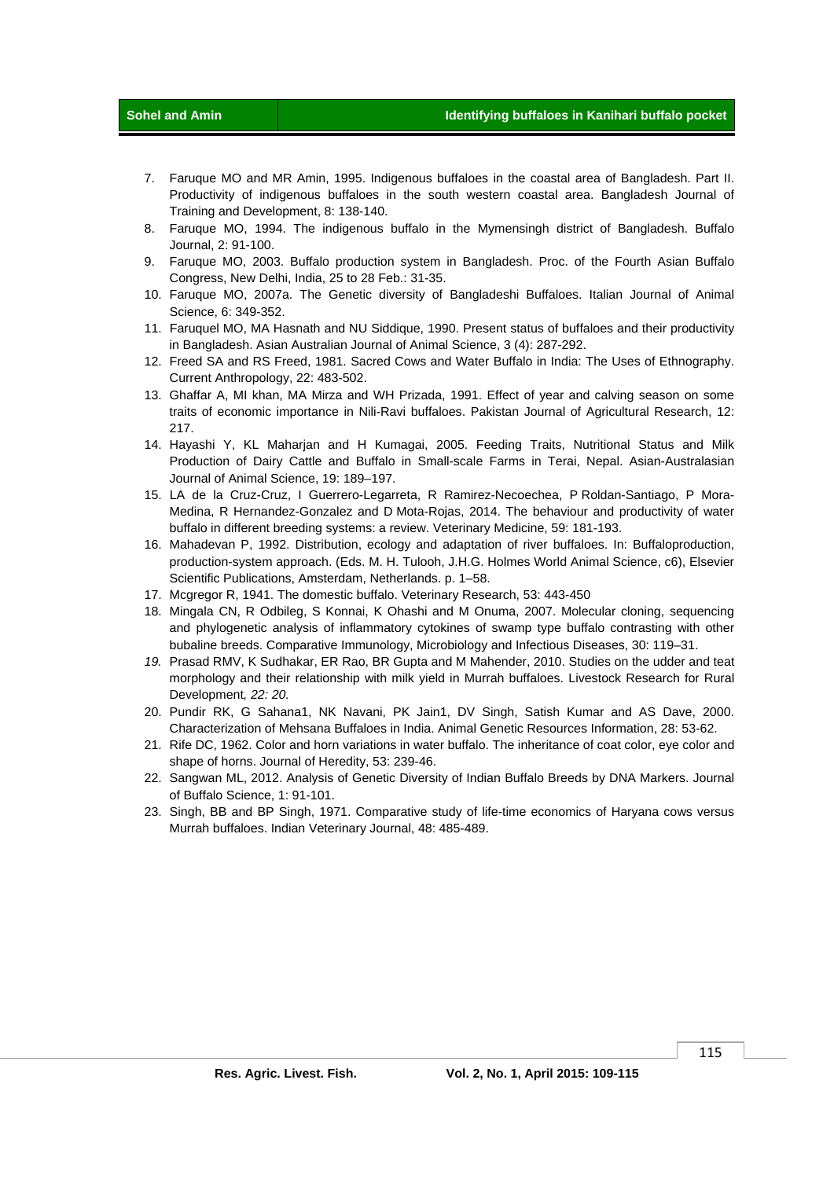7. Faruque MO and MR Amin, 1995. Indigenous buffaloes in the coastal area of Bangladesh. Part II. Productivity of indigenous buffaloes in the south western coastal area. Bangladesh Journal of Training and Development, 8: 138-140.
8. Faruque MO, 1994. The indigenous buffalo in the Mymensingh district of Bangladesh. Buffalo Journal, 2: 91-100.
9. Faruque MO, 2003. Buffalo production system in Bangladesh. Proc. of the Fourth Asian Buffalo Congress, New Delhi, India, 25 to 28 Feb.: 31-35.
10. Faruque MO, 2007a. The Genetic diversity of Bangladeshi Buffaloes. Italian Journal of Animal Science, 6: 349-352.
11. Faruquel MO, MA Hasnath and NU Siddique, 1990. Present status of buffaloes and their productivity in Bangladesh. Asian Australian Journal of Animal Science, 3 (4): 287-292.
12. Freed SA and RS Freed, 1981. Sacred Cows and Water Buffalo in India: The Uses of Ethnography. Current Anthropology, 22: 483-502.
13. Ghaffar A, MI khan, MA Mirza and WH Prizada, 1991. Effect of year and calving season on some traits of economic importance in Nili-Ravi buffaloes. Pakistan Journal of Agricultural Research, 12: 217.
14. Hayashi Y, KL Maharjan and H Kumagai, 2005. Feeding Traits, Nutritional Status and Milk Production of Dairy Cattle and Buffalo in Small-scale Farms in Terai, Nepal. Asian-Australasian Journal of Animal Science, 19: 189–197.
15. LA de la Cruz-Cruz, I Guerrero-Legarreta, R Ramirez-Necoechea, P Roldan-Santiago, P Mora-Medina, R Hernandez-Gonzalez and D Mota-Rojas, 2014. The behaviour and productivity of water buffalo in different breeding systems: a review. Veterinary Medicine, 59: 181-193.
16. Mahadevan P, 1992. Distribution, ecology and adaptation of river buffaloes. In: Buffaloproduction, production-system approach. (Eds. M. H. Tulooh, J.H.G. Holmes World Animal Science, c6), Elsevier Scientific Publications, Amsterdam, Netherlands. p. 1–58.
17. Mcgregor R, 1941. The domestic buffalo. Veterinary Research, 53: 443-450
18. Mingala CN, R Odbileg, S Konnai, K Ohashi and M Onuma, 2007. Molecular cloning, sequencing and phylogenetic analysis of inflammatory cytokines of swamp type buffalo contrasting with other bubaline breeds. Comparative Immunology, Microbiology and Infectious Diseases, 30: 119–31.
19. Prasad RMV, K Sudhakar, ER Rao, BR Gupta and M Mahender, 2010. Studies on the udder and teat morphology and their relationship with milk yield in Murrah buffaloes. Livestock Research for Rural Development*, 22: 20.*
20. Pundir RK, G Sahana1, NK Navani, PK Jain1, DV Singh, Satish Kumar and AS Dave, 2000. Characterization of Mehsana Buffaloes in India. Animal Genetic Resources Information, 28: 53-62.
21. Rife DC, 1962. Color and horn variations in water buffalo. The inheritance of coat color, eye color and shape of horns. Journal of Heredity, 53: 239-46.
22. Sangwan ML, 2012. Analysis of Genetic Diversity of Indian Buffalo Breeds by DNA Markers. Journal of Buffalo Science, 1: 91-101.
23. Singh, BB and BP Singh, 1971. Comparative study of life-time economics of Haryana cows versus Murrah buffaloes. Indian Veterinary Journal, 48: 485-489.